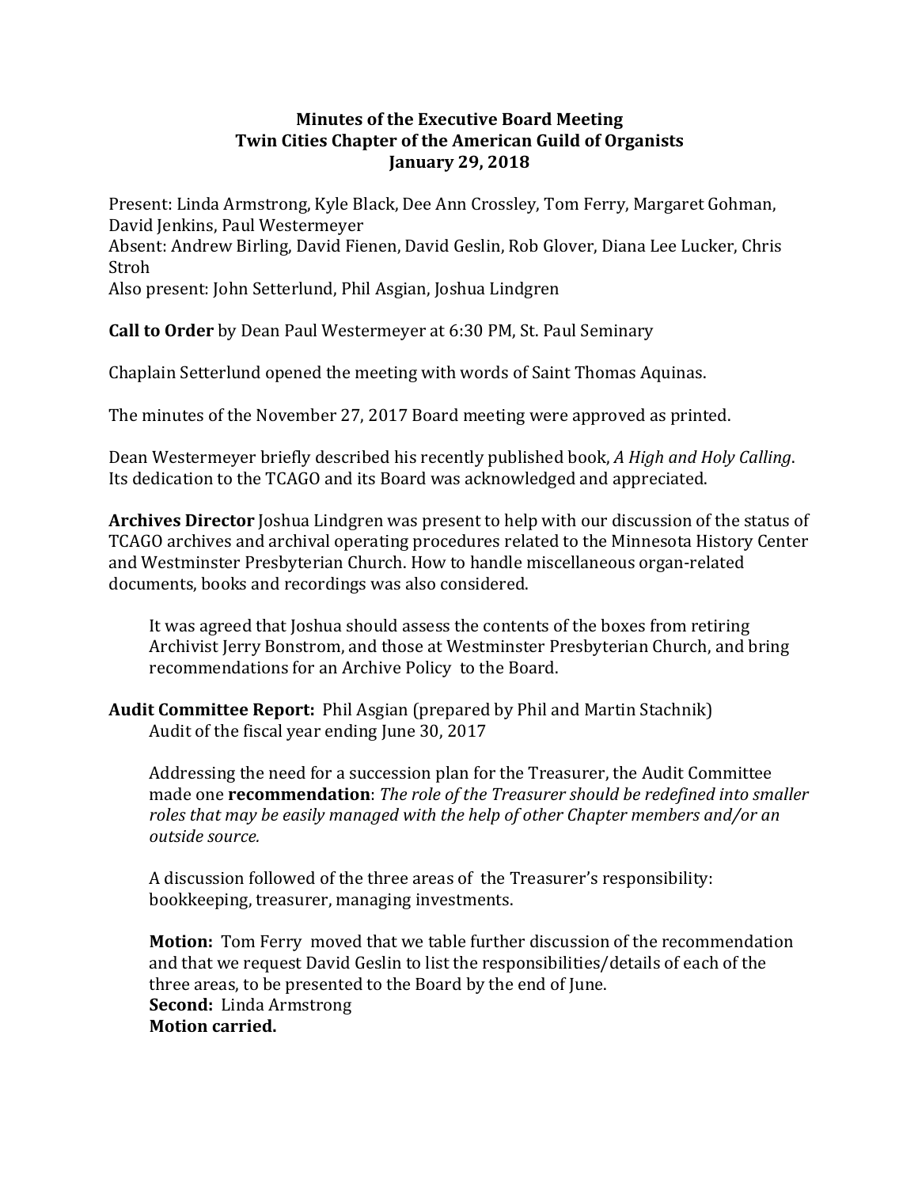**Minutes of the Executive Board Meeting**
**Twin Cities Chapter of the American Guild of Organists**
**January 29, 2018**

Present: Linda Armstrong, Kyle Black, Dee Ann Crossley, Tom Ferry, Margaret Gohman, David Jenkins, Paul Westermeyer
Absent: Andrew Birling, David Fienen, David Geslin, Rob Glover, Diana Lee Lucker, Chris Stroh
Also present: John Setterlund, Phil Asgian, Joshua Lindgren

**Call to Order** by Dean Paul Westermeyer at 6:30 PM, St. Paul Seminary

Chaplain Setterlund opened the meeting with words of Saint Thomas Aquinas.

The minutes of the November 27, 2017 Board meeting were approved as printed.

Dean Westermeyer briefly described his recently published book, *A High and Holy Calling*. Its dedication to the TCAGO and its Board was acknowledged and appreciated.

**Archives Director** Joshua Lindgren was present to help with our discussion of the status of TCAGO archives and archival operating procedures related to the Minnesota History Center and Westminster Presbyterian Church. How to handle miscellaneous organ-related documents, books and recordings was also considered.

> It was agreed that Joshua should assess the contents of the boxes from retiring Archivist Jerry Bonstrom, and those at Westminster Presbyterian Church, and bring recommendations for an Archive Policy to the Board.

**Audit Committee Report:** Phil Asgian (prepared by Phil and Martin Stachnik)
Audit of the fiscal year ending June 30, 2017

> Addressing the need for a succession plan for the Treasurer, the Audit Committee made one **recommendation**: *The role of the Treasurer should be redefined into smaller roles that may be easily managed with the help of other Chapter members and/or an outside source.*
>
> A discussion followed of the three areas of the Treasurer's responsibility: bookkeeping, treasurer, managing investments.
>
> **Motion:** Tom Ferry moved that we table further discussion of the recommendation and that we request David Geslin to list the responsibilities/details of each of the three areas, to be presented to the Board by the end of June.
> **Second:** Linda Armstrong
> **Motion carried.**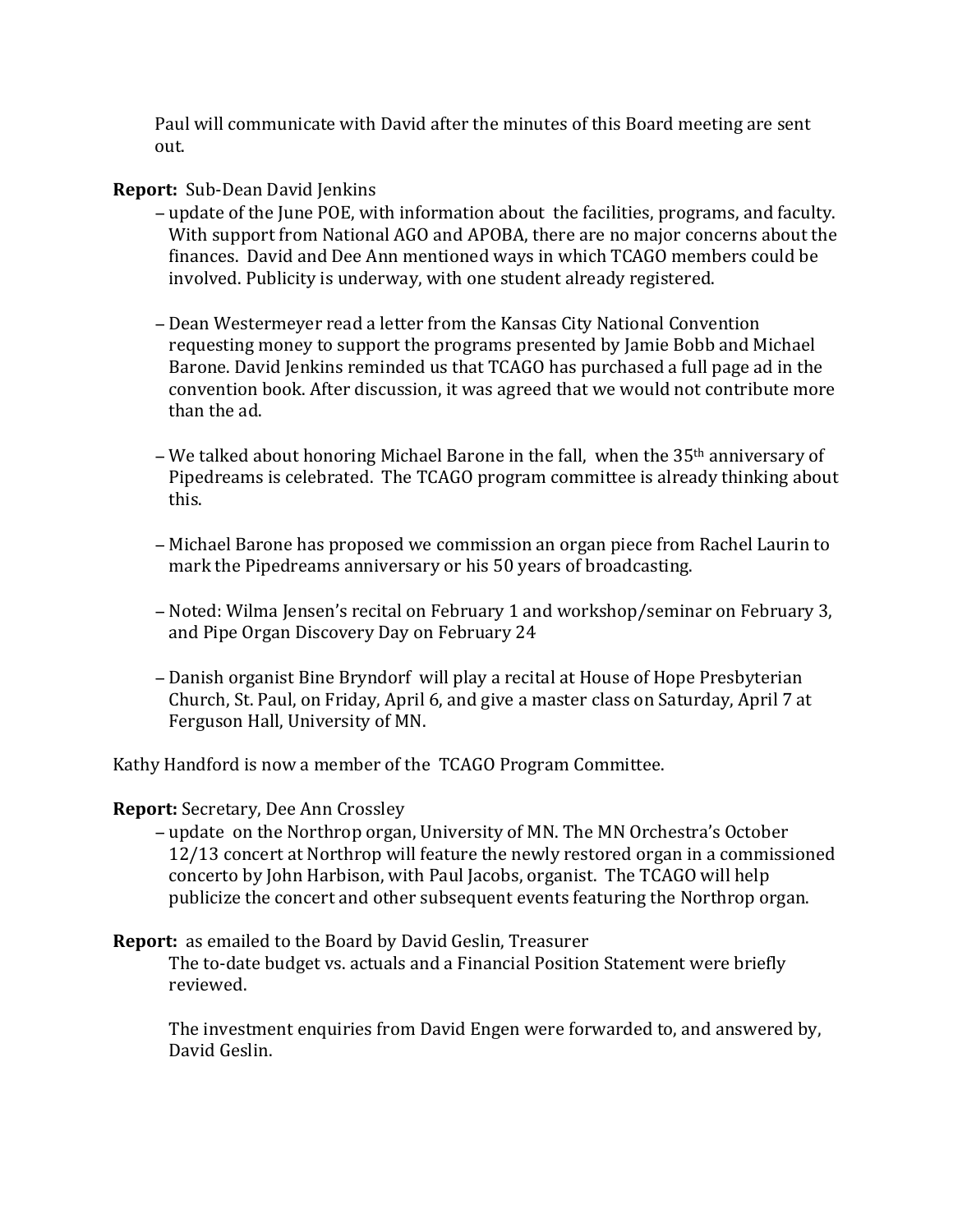Paul will communicate with David after the minutes of this Board meeting are sent out.

**Report:** Sub-Dean David Jenkins

– update of the June POE, with information about the facilities, programs, and faculty. With support from National AGO and APOBA, there are no major concerns about the finances. David and Dee Ann mentioned ways in which TCAGO members could be involved. Publicity is underway, with one student already registered.

– Dean Westermeyer read a letter from the Kansas City National Convention requesting money to support the programs presented by Jamie Bobb and Michael Barone. David Jenkins reminded us that TCAGO has purchased a full page ad in the convention book. After discussion, it was agreed that we would not contribute more than the ad.

– We talked about honoring Michael Barone in the fall, when the 35th anniversary of Pipedreams is celebrated. The TCAGO program committee is already thinking about this.

– Michael Barone has proposed we commission an organ piece from Rachel Laurin to mark the Pipedreams anniversary or his 50 years of broadcasting.

– Noted: Wilma Jensen's recital on February 1 and workshop/seminar on February 3, and Pipe Organ Discovery Day on February 24

– Danish organist Bine Bryndorf will play a recital at House of Hope Presbyterian Church, St. Paul, on Friday, April 6, and give a master class on Saturday, April 7 at Ferguson Hall, University of MN.

Kathy Handford is now a member of the TCAGO Program Committee.

**Report:** Secretary, Dee Ann Crossley

– update on the Northrop organ, University of MN. The MN Orchestra's October 12/13 concert at Northrop will feature the newly restored organ in a commissioned concerto by John Harbison, with Paul Jacobs, organist. The TCAGO will help publicize the concert and other subsequent events featuring the Northrop organ.

**Report:** as emailed to the Board by David Geslin, Treasurer

The to-date budget vs. actuals and a Financial Position Statement were briefly reviewed.

The investment enquiries from David Engen were forwarded to, and answered by, David Geslin.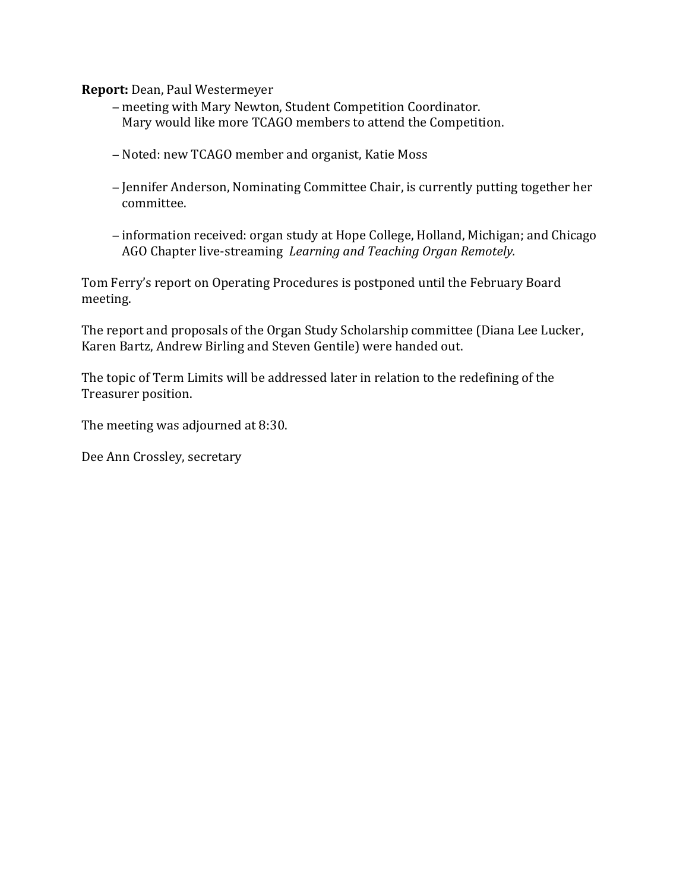**Report:** Dean, Paul Westermeyer

– meeting with Mary Newton, Student Competition Coordinator.
  Mary would like more TCAGO members to attend the Competition.

– Noted: new TCAGO member and organist, Katie Moss

– Jennifer Anderson, Nominating Committee Chair, is currently putting together her committee.

– information received: organ study at Hope College, Holland, Michigan; and Chicago AGO Chapter live-streaming *Learning and Teaching Organ Remotely.*

Tom Ferry's report on Operating Procedures is postponed until the February Board meeting.

The report and proposals of the Organ Study Scholarship committee (Diana Lee Lucker, Karen Bartz, Andrew Birling and Steven Gentile) were handed out.

The topic of Term Limits will be addressed later in relation to the redefining of the Treasurer position.

The meeting was adjourned at 8:30.

Dee Ann Crossley, secretary